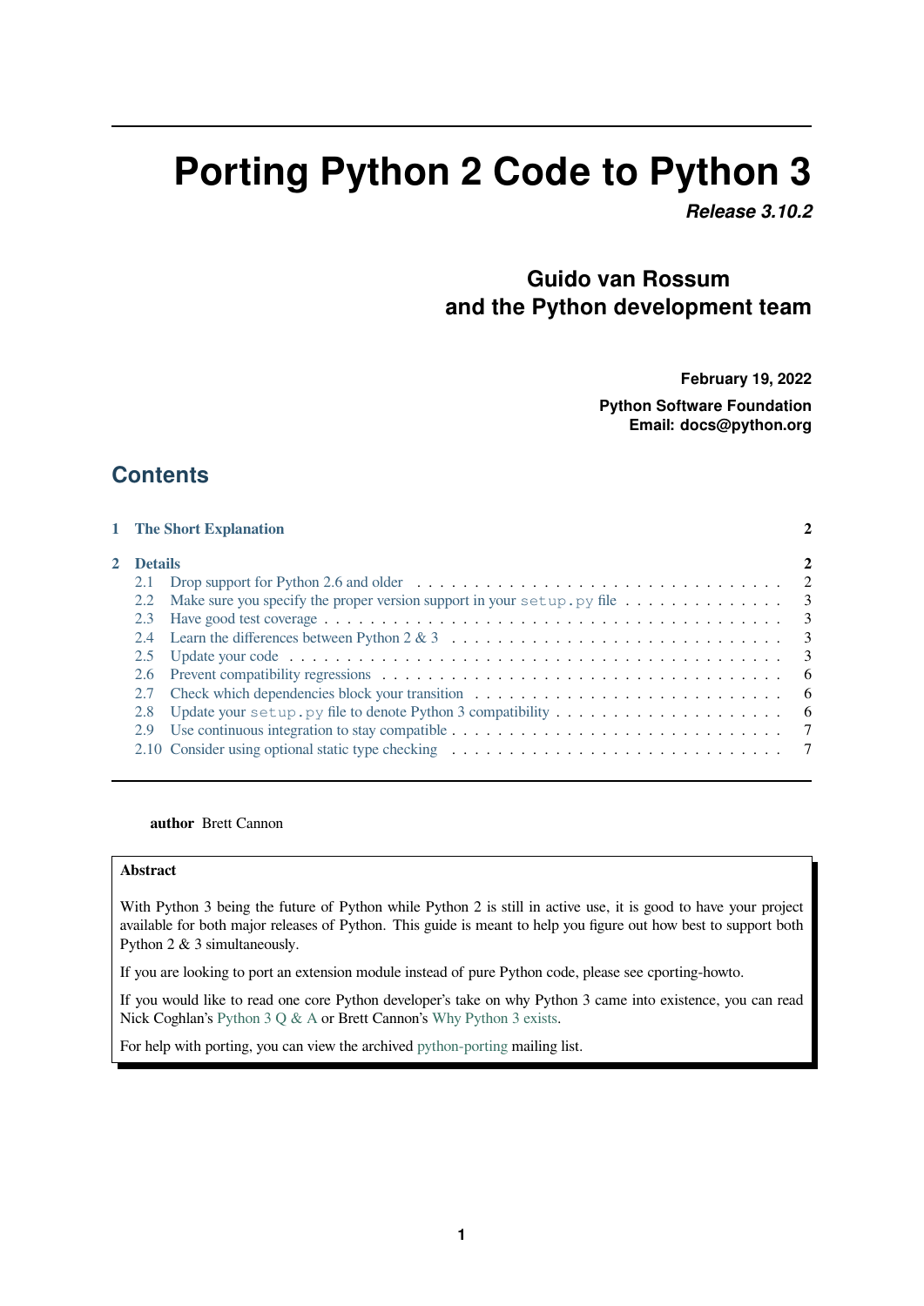# Porting Python 2 Code to Python 3

***Release 3.10.2***

**Guido van Rossum**
**and the Python development team**

**February 19, 2022**

**Python Software Foundation**
**Email: docs@python.org**

## Contents

**1 The Short Explanation** — 2

**2 Details** — 2

- 2.1 Drop support for Python 2.6 and older — 2
- 2.2 Make sure you specify the proper version support in your `setup.py` file — 3
- 2.3 Have good test coverage — 3
- 2.4 Learn the differences between Python 2 & 3 — 3
- 2.5 Update your code — 3
- 2.6 Prevent compatibility regressions — 6
- 2.7 Check which dependencies block your transition — 6
- 2.8 Update your `setup.py` file to denote Python 3 compatibility — 6
- 2.9 Use continuous integration to stay compatible — 7
- 2.10 Consider using optional static type checking — 7

---

**author** Brett Cannon

**Abstract**

With Python 3 being the future of Python while Python 2 is still in active use, it is good to have your project available for both major releases of Python. This guide is meant to help you figure out how best to support both Python 2 & 3 simultaneously.

If you are looking to port an extension module instead of pure Python code, please see cporting-howto.

If you would like to read one core Python developer's take on why Python 3 came into existence, you can read Nick Coghlan's Python 3 Q & A or Brett Cannon's Why Python 3 exists.

For help with porting, you can view the archived python-porting mailing list.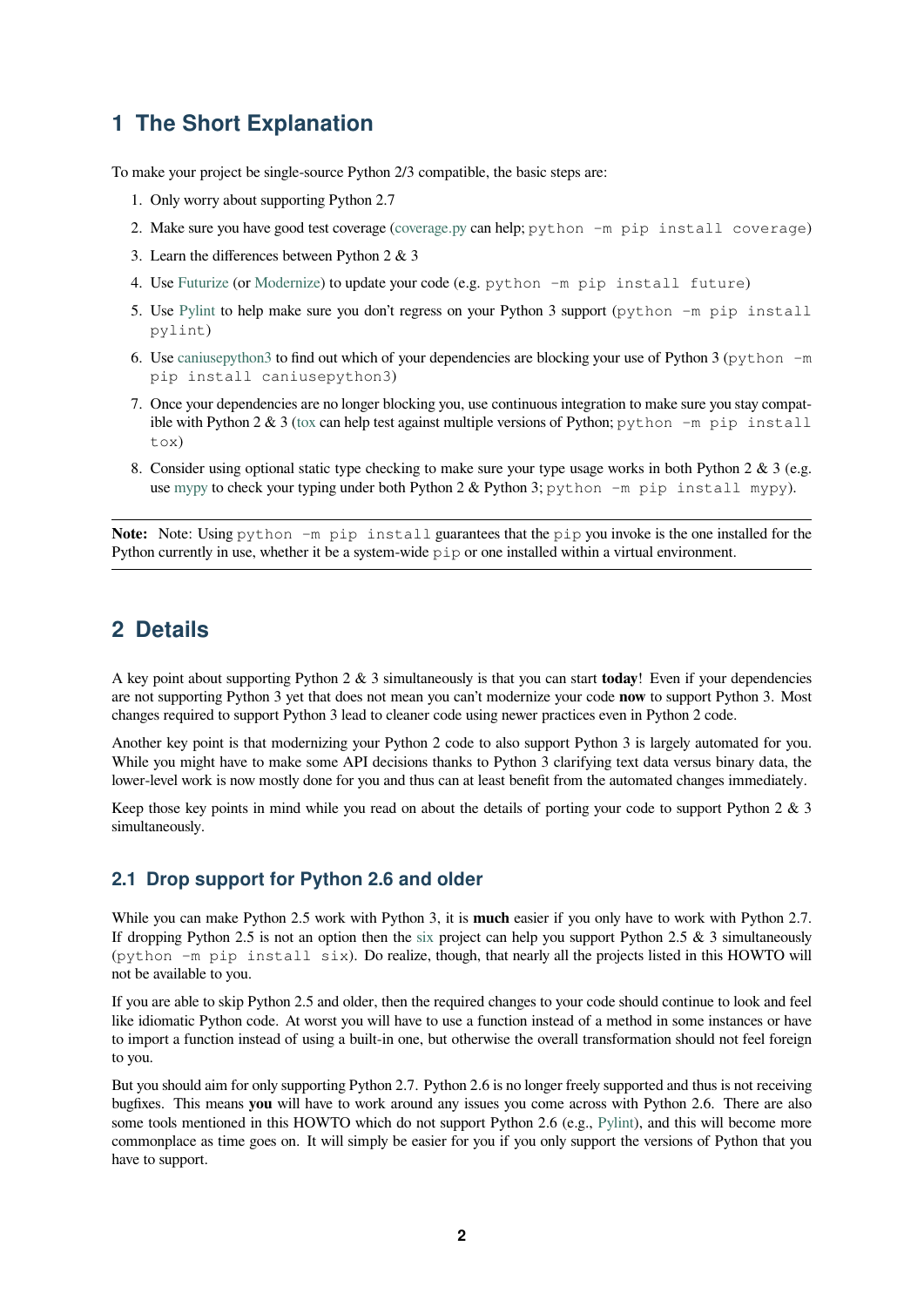# 1 The Short Explanation

To make your project be single-source Python 2/3 compatible, the basic steps are:

1. Only worry about supporting Python 2.7
2. Make sure you have good test coverage (coverage.py can help; `python -m pip install coverage`)
3. Learn the differences between Python 2 & 3
4. Use Futurize (or Modernize) to update your code (e.g. `python -m pip install future`)
5. Use Pylint to help make sure you don't regress on your Python 3 support (`python -m pip install pylint`)
6. Use caniusepython3 to find out which of your dependencies are blocking your use of Python 3 (`python -m pip install caniusepython3`)
7. Once your dependencies are no longer blocking you, use continuous integration to make sure you stay compatible with Python 2 & 3 (tox can help test against multiple versions of Python; `python -m pip install tox`)
8. Consider using optional static type checking to make sure your type usage works in both Python 2 & 3 (e.g. use mypy to check your typing under both Python 2 & Python 3; `python -m pip install mypy`).

---

**Note:** Note: Using `python -m pip install` guarantees that the `pip` you invoke is the one installed for the Python currently in use, whether it be a system-wide `pip` or one installed within a virtual environment.

---

# 2 Details

A key point about supporting Python 2 & 3 simultaneously is that you can start **today**! Even if your dependencies are not supporting Python 3 yet that does not mean you can't modernize your code **now** to support Python 3. Most changes required to support Python 3 lead to cleaner code using newer practices even in Python 2 code.

Another key point is that modernizing your Python 2 code to also support Python 3 is largely automated for you. While you might have to make some API decisions thanks to Python 3 clarifying text data versus binary data, the lower-level work is now mostly done for you and thus can at least benefit from the automated changes immediately.

Keep those key points in mind while you read on about the details of porting your code to support Python 2 & 3 simultaneously.

## 2.1 Drop support for Python 2.6 and older

While you can make Python 2.5 work with Python 3, it is **much** easier if you only have to work with Python 2.7. If dropping Python 2.5 is not an option then the six project can help you support Python 2.5 & 3 simultaneously (`python -m pip install six`). Do realize, though, that nearly all the projects listed in this HOWTO will not be available to you.

If you are able to skip Python 2.5 and older, then the required changes to your code should continue to look and feel like idiomatic Python code. At worst you will have to use a function instead of a method in some instances or have to import a function instead of using a built-in one, but otherwise the overall transformation should not feel foreign to you.

But you should aim for only supporting Python 2.7. Python 2.6 is no longer freely supported and thus is not receiving bugfixes. This means **you** will have to work around any issues you come across with Python 2.6. There are also some tools mentioned in this HOWTO which do not support Python 2.6 (e.g., Pylint), and this will become more commonplace as time goes on. It will simply be easier for you if you only support the versions of Python that you have to support.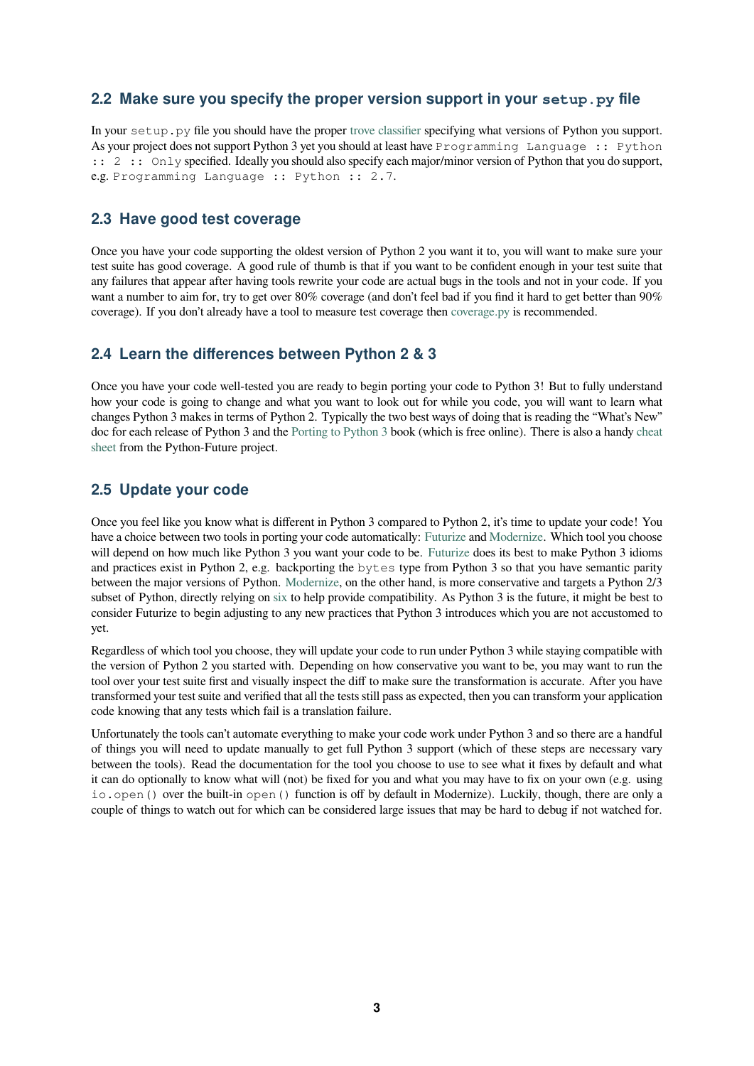## 2.2 Make sure you specify the proper version support in your `setup.py` file

In your `setup.py` file you should have the proper trove classifier specifying what versions of Python you support. As your project does not support Python 3 yet you should at least have `Programming Language :: Python :: 2 :: Only` specified. Ideally you should also specify each major/minor version of Python that you do support, e.g. `Programming Language :: Python :: 2.7`.

## 2.3 Have good test coverage

Once you have your code supporting the oldest version of Python 2 you want it to, you will want to make sure your test suite has good coverage. A good rule of thumb is that if you want to be confident enough in your test suite that any failures that appear after having tools rewrite your code are actual bugs in the tools and not in your code. If you want a number to aim for, try to get over 80% coverage (and don't feel bad if you find it hard to get better than 90% coverage). If you don't already have a tool to measure test coverage then coverage.py is recommended.

## 2.4 Learn the differences between Python 2 & 3

Once you have your code well-tested you are ready to begin porting your code to Python 3! But to fully understand how your code is going to change and what you want to look out for while you code, you will want to learn what changes Python 3 makes in terms of Python 2. Typically the two best ways of doing that is reading the "What's New" doc for each release of Python 3 and the Porting to Python 3 book (which is free online). There is also a handy cheat sheet from the Python-Future project.

## 2.5 Update your code

Once you feel like you know what is different in Python 3 compared to Python 2, it's time to update your code! You have a choice between two tools in porting your code automatically: Futurize and Modernize. Which tool you choose will depend on how much like Python 3 you want your code to be. Futurize does its best to make Python 3 idioms and practices exist in Python 2, e.g. backporting the `bytes` type from Python 3 so that you have semantic parity between the major versions of Python. Modernize, on the other hand, is more conservative and targets a Python 2/3 subset of Python, directly relying on six to help provide compatibility. As Python 3 is the future, it might be best to consider Futurize to begin adjusting to any new practices that Python 3 introduces which you are not accustomed to yet.

Regardless of which tool you choose, they will update your code to run under Python 3 while staying compatible with the version of Python 2 you started with. Depending on how conservative you want to be, you may want to run the tool over your test suite first and visually inspect the diff to make sure the transformation is accurate. After you have transformed your test suite and verified that all the tests still pass as expected, then you can transform your application code knowing that any tests which fail is a translation failure.

Unfortunately the tools can't automate everything to make your code work under Python 3 and so there are a handful of things you will need to update manually to get full Python 3 support (which of these steps are necessary vary between the tools). Read the documentation for the tool you choose to use to see what it fixes by default and what it can do optionally to know what will (not) be fixed for you and what you may have to fix on your own (e.g. using `io.open()` over the built-in `open()` function is off by default in Modernize). Luckily, though, there are only a couple of things to watch out for which can be considered large issues that may be hard to debug if not watched for.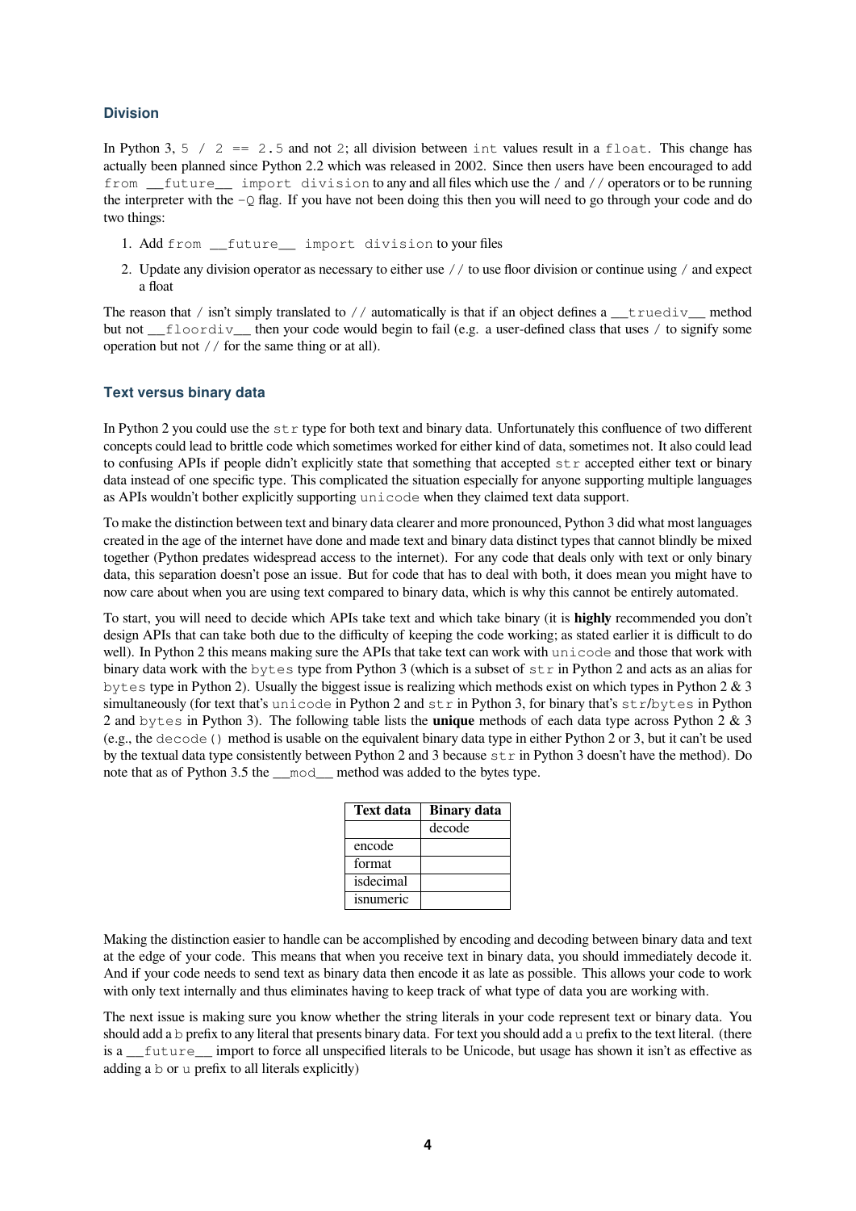### Division

In Python 3, `5 / 2 == 2.5` and not `2`; all division between `int` values result in a `float`. This change has actually been planned since Python 2.2 which was released in 2002. Since then users have been encouraged to add `from __future__ import division` to any and all files which use the `/` and `//` operators or to be running the interpreter with the `-Q` flag. If you have not been doing this then you will need to go through your code and do two things:

1. Add `from __future__ import division` to your files
2. Update any division operator as necessary to either use `//` to use floor division or continue using `/` and expect a float

The reason that `/` isn't simply translated to `//` automatically is that if an object defines a `__truediv__` method but not `__floordiv__` then your code would begin to fail (e.g. a user-defined class that uses `/` to signify some operation but not `//` for the same thing or at all).

### Text versus binary data

In Python 2 you could use the `str` type for both text and binary data. Unfortunately this confluence of two different concepts could lead to brittle code which sometimes worked for either kind of data, sometimes not. It also could lead to confusing APIs if people didn't explicitly state that something that accepted `str` accepted either text or binary data instead of one specific type. This complicated the situation especially for anyone supporting multiple languages as APIs wouldn't bother explicitly supporting `unicode` when they claimed text data support.

To make the distinction between text and binary data clearer and more pronounced, Python 3 did what most languages created in the age of the internet have done and made text and binary data distinct types that cannot blindly be mixed together (Python predates widespread access to the internet). For any code that deals only with text or only binary data, this separation doesn't pose an issue. But for code that has to deal with both, it does mean you might have to now care about when you are using text compared to binary data, which is why this cannot be entirely automated.

To start, you will need to decide which APIs take text and which take binary (it is **highly** recommended you don't design APIs that can take both due to the difficulty of keeping the code working; as stated earlier it is difficult to do well). In Python 2 this means making sure the APIs that take text can work with `unicode` and those that work with binary data work with the `bytes` type from Python 3 (which is a subset of `str` in Python 2 and acts as an alias for `bytes` type in Python 2). Usually the biggest issue is realizing which methods exist on which types in Python 2 & 3 simultaneously (for text that's `unicode` in Python 2 and `str` in Python 3, for binary that's `str`/`bytes` in Python 2 and `bytes` in Python 3). The following table lists the **unique** methods of each data type across Python 2 & 3 (e.g., the `decode()` method is usable on the equivalent binary data type in either Python 2 or 3, but it can't be used by the textual data type consistently between Python 2 and 3 because `str` in Python 3 doesn't have the method). Do note that as of Python 3.5 the `__mod__` method was added to the bytes type.

| Text data | Binary data |
|---|---|
| | decode |
| encode | |
| format | |
| isdecimal | |
| isnumeric | |

Making the distinction easier to handle can be accomplished by encoding and decoding between binary data and text at the edge of your code. This means that when you receive text in binary data, you should immediately decode it. And if your code needs to send text as binary data then encode it as late as possible. This allows your code to work with only text internally and thus eliminates having to keep track of what type of data you are working with.

The next issue is making sure you know whether the string literals in your code represent text or binary data. You should add a `b` prefix to any literal that presents binary data. For text you should add a `u` prefix to the text literal. (there is a `__future__` import to force all unspecified literals to be Unicode, but usage has shown it isn't as effective as adding a `b` or `u` prefix to all literals explicitly)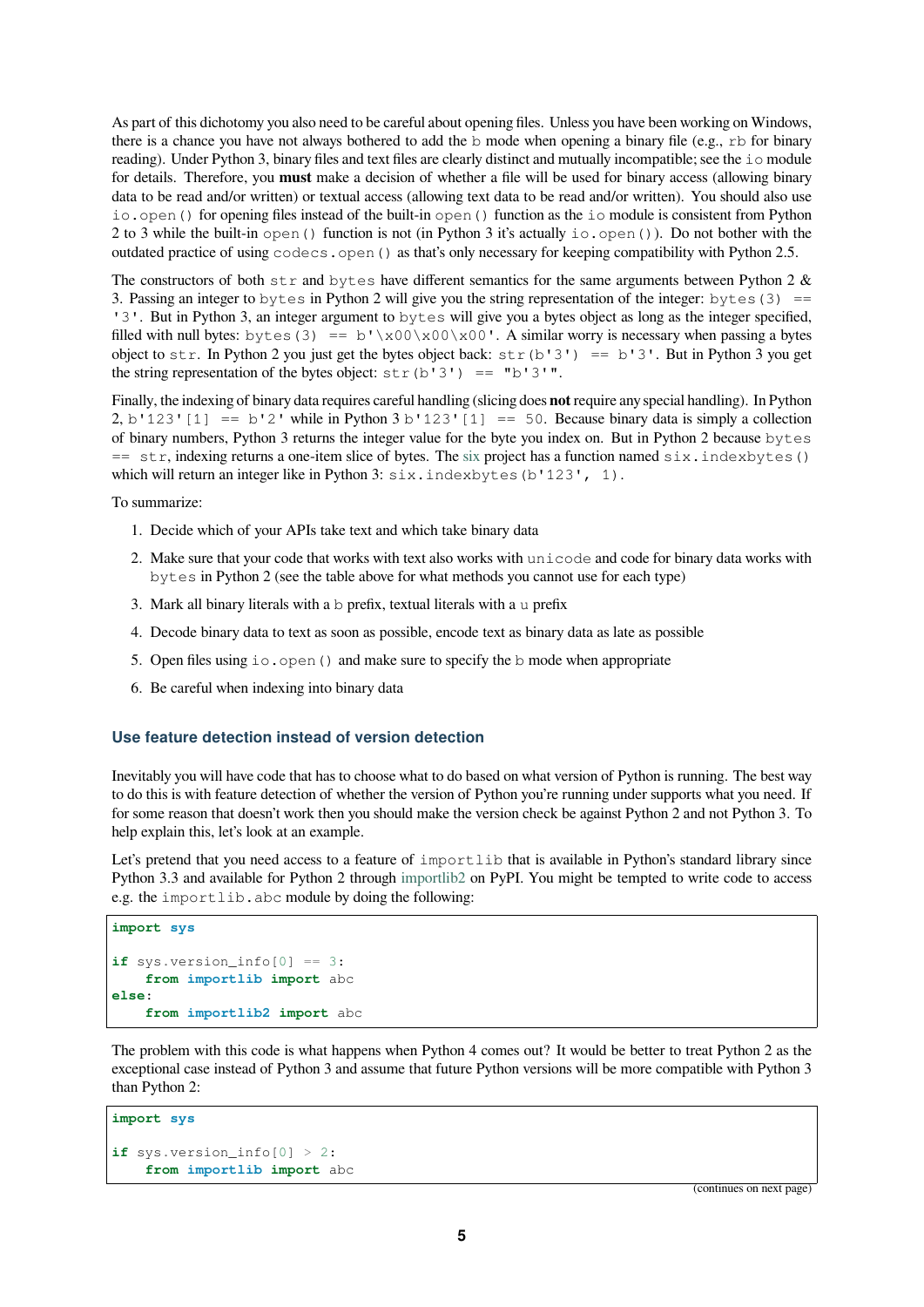As part of this dichotomy you also need to be careful about opening files. Unless you have been working on Windows, there is a chance you have not always bothered to add the `b` mode when opening a binary file (e.g., `rb` for binary reading). Under Python 3, binary files and text files are clearly distinct and mutually incompatible; see the `io` module for details. Therefore, you **must** make a decision of whether a file will be used for binary access (allowing binary data to be read and/or written) or textual access (allowing text data to be read and/or written). You should also use `io.open()` for opening files instead of the built-in `open()` function as the `io` module is consistent from Python 2 to 3 while the built-in `open()` function is not (in Python 3 it's actually `io.open()`). Do not bother with the outdated practice of using `codecs.open()` as that's only necessary for keeping compatibility with Python 2.5.

The constructors of both `str` and `bytes` have different semantics for the same arguments between Python 2 & 3. Passing an integer to `bytes` in Python 2 will give you the string representation of the integer: `bytes(3) == '3'`. But in Python 3, an integer argument to `bytes` will give you a bytes object as long as the integer specified, filled with null bytes: `bytes(3) == b'\x00\x00\x00'`. A similar worry is necessary when passing a bytes object to `str`. In Python 2 you just get the bytes object back: `str(b'3') == b'3'`. But in Python 3 you get the string representation of the bytes object: `str(b'3') == "b'3'"`.

Finally, the indexing of binary data requires careful handling (slicing does **not** require any special handling). In Python 2, `b'123'[1] == b'2'` while in Python 3 `b'123'[1] == 50`. Because binary data is simply a collection of binary numbers, Python 3 returns the integer value for the byte you index on. But in Python 2 because `bytes == str`, indexing returns a one-item slice of bytes. The six project has a function named `six.indexbytes()` which will return an integer like in Python 3: `six.indexbytes(b'123', 1)`.

To summarize:

1. Decide which of your APIs take text and which take binary data
2. Make sure that your code that works with text also works with `unicode` and code for binary data works with `bytes` in Python 2 (see the table above for what methods you cannot use for each type)
3. Mark all binary literals with a `b` prefix, textual literals with a `u` prefix
4. Decode binary data to text as soon as possible, encode text as binary data as late as possible
5. Open files using `io.open()` and make sure to specify the `b` mode when appropriate
6. Be careful when indexing into binary data

### Use feature detection instead of version detection

Inevitably you will have code that has to choose what to do based on what version of Python is running. The best way to do this is with feature detection of whether the version of Python you're running under supports what you need. If for some reason that doesn't work then you should make the version check be against Python 2 and not Python 3. To help explain this, let's look at an example.

Let's pretend that you need access to a feature of `importlib` that is available in Python's standard library since Python 3.3 and available for Python 2 through importlib2 on PyPI. You might be tempted to write code to access e.g. the `importlib.abc` module by doing the following:

```
import sys

if sys.version_info[0] == 3:
    from importlib import abc
else:
    from importlib2 import abc
```

The problem with this code is what happens when Python 4 comes out? It would be better to treat Python 2 as the exceptional case instead of Python 3 and assume that future Python versions will be more compatible with Python 3 than Python 2:

```
import sys

if sys.version_info[0] > 2:
    from importlib import abc
```

(continues on next page)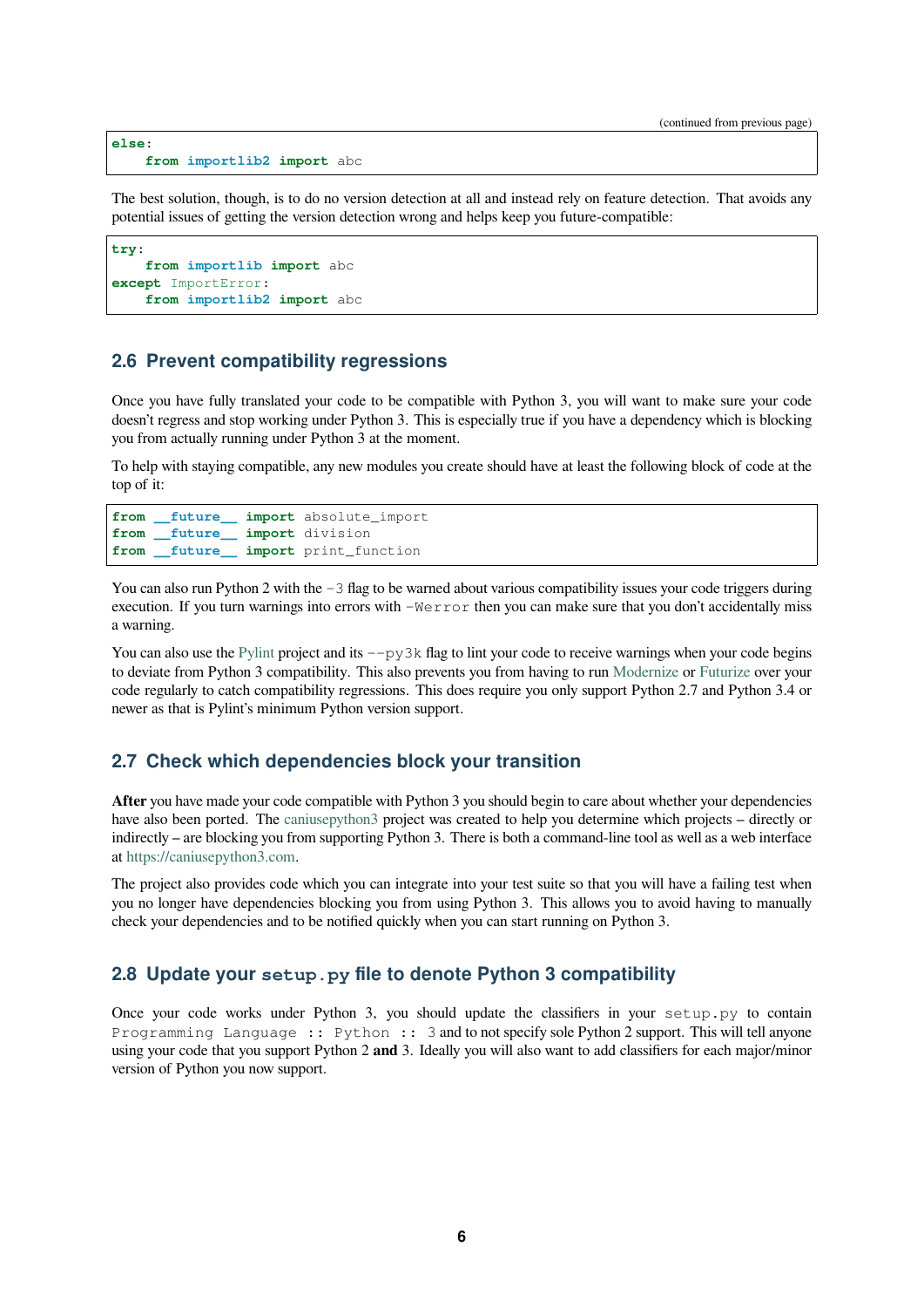```
else:
    from importlib2 import abc
```

The best solution, though, is to do no version detection at all and instead rely on feature detection. That avoids any potential issues of getting the version detection wrong and helps keep you future-compatible:

```
try:
    from importlib import abc
except ImportError:
    from importlib2 import abc
```

## 2.6 Prevent compatibility regressions

Once you have fully translated your code to be compatible with Python 3, you will want to make sure your code doesn't regress and stop working under Python 3. This is especially true if you have a dependency which is blocking you from actually running under Python 3 at the moment.

To help with staying compatible, any new modules you create should have at least the following block of code at the top of it:

```
from __future__ import absolute_import
from __future__ import division
from __future__ import print_function
```

You can also run Python 2 with the `-3` flag to be warned about various compatibility issues your code triggers during execution. If you turn warnings into errors with `-Werror` then you can make sure that you don't accidentally miss a warning.

You can also use the Pylint project and its `--py3k` flag to lint your code to receive warnings when your code begins to deviate from Python 3 compatibility. This also prevents you from having to run Modernize or Futurize over your code regularly to catch compatibility regressions. This does require you only support Python 2.7 and Python 3.4 or newer as that is Pylint's minimum Python version support.

## 2.7 Check which dependencies block your transition

**After** you have made your code compatible with Python 3 you should begin to care about whether your dependencies have also been ported. The caniusepython3 project was created to help you determine which projects – directly or indirectly – are blocking you from supporting Python 3. There is both a command-line tool as well as a web interface at https://caniusepython3.com.

The project also provides code which you can integrate into your test suite so that you will have a failing test when you no longer have dependencies blocking you from using Python 3. This allows you to avoid having to manually check your dependencies and to be notified quickly when you can start running on Python 3.

## 2.8 Update your `setup.py` file to denote Python 3 compatibility

Once your code works under Python 3, you should update the classifiers in your `setup.py` to contain `Programming Language :: Python :: 3` and to not specify sole Python 2 support. This will tell anyone using your code that you support Python 2 **and** 3. Ideally you will also want to add classifiers for each major/minor version of Python you now support.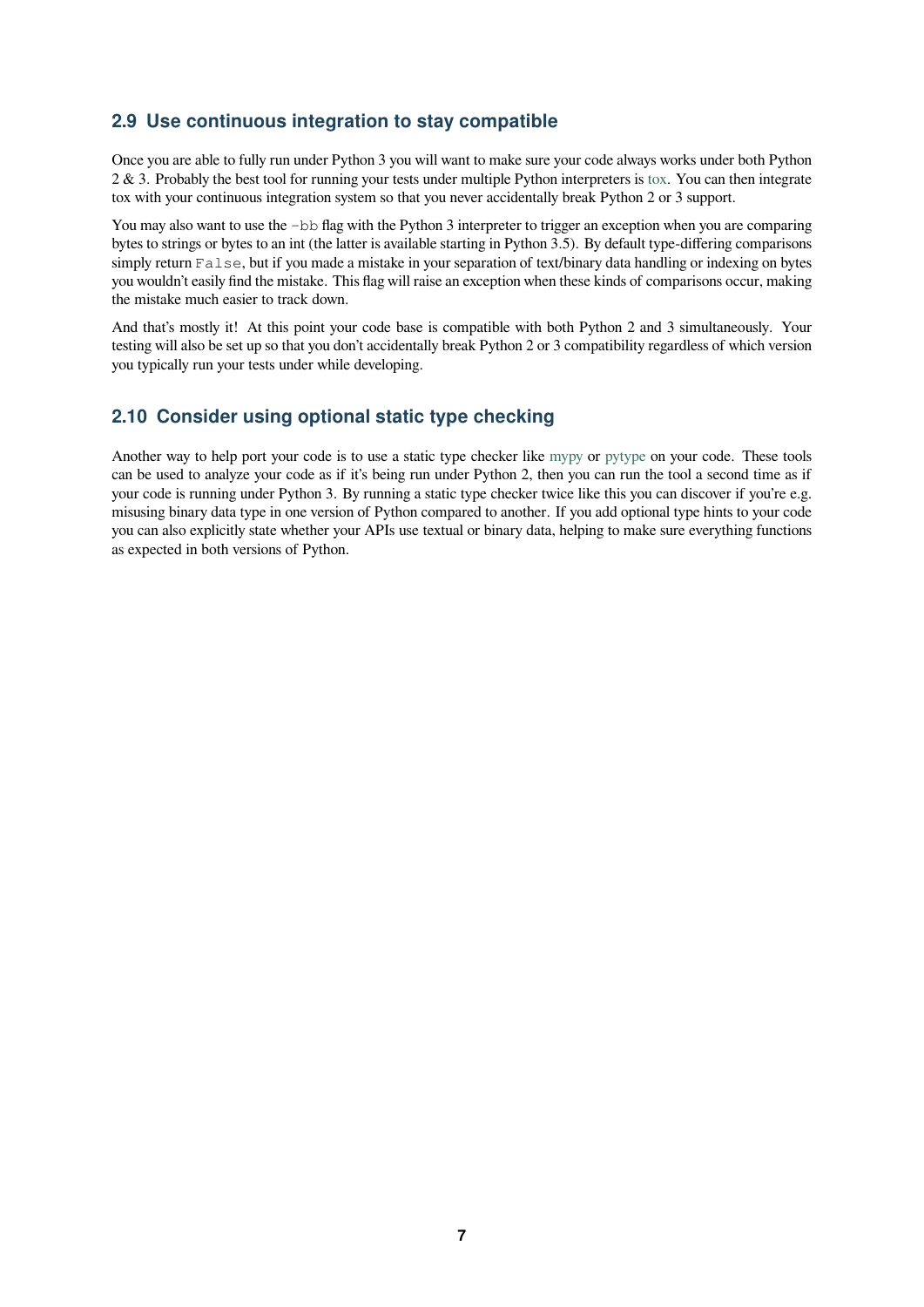## 2.9 Use continuous integration to stay compatible

Once you are able to fully run under Python 3 you will want to make sure your code always works under both Python 2 & 3. Probably the best tool for running your tests under multiple Python interpreters is tox. You can then integrate tox with your continuous integration system so that you never accidentally break Python 2 or 3 support.

You may also want to use the `-bb` flag with the Python 3 interpreter to trigger an exception when you are comparing bytes to strings or bytes to an int (the latter is available starting in Python 3.5). By default type-differing comparisons simply return `False`, but if you made a mistake in your separation of text/binary data handling or indexing on bytes you wouldn't easily find the mistake. This flag will raise an exception when these kinds of comparisons occur, making the mistake much easier to track down.

And that's mostly it! At this point your code base is compatible with both Python 2 and 3 simultaneously. Your testing will also be set up so that you don't accidentally break Python 2 or 3 compatibility regardless of which version you typically run your tests under while developing.

## 2.10 Consider using optional static type checking

Another way to help port your code is to use a static type checker like mypy or pytype on your code. These tools can be used to analyze your code as if it's being run under Python 2, then you can run the tool a second time as if your code is running under Python 3. By running a static type checker twice like this you can discover if you're e.g. misusing binary data type in one version of Python compared to another. If you add optional type hints to your code you can also explicitly state whether your APIs use textual or binary data, helping to make sure everything functions as expected in both versions of Python.